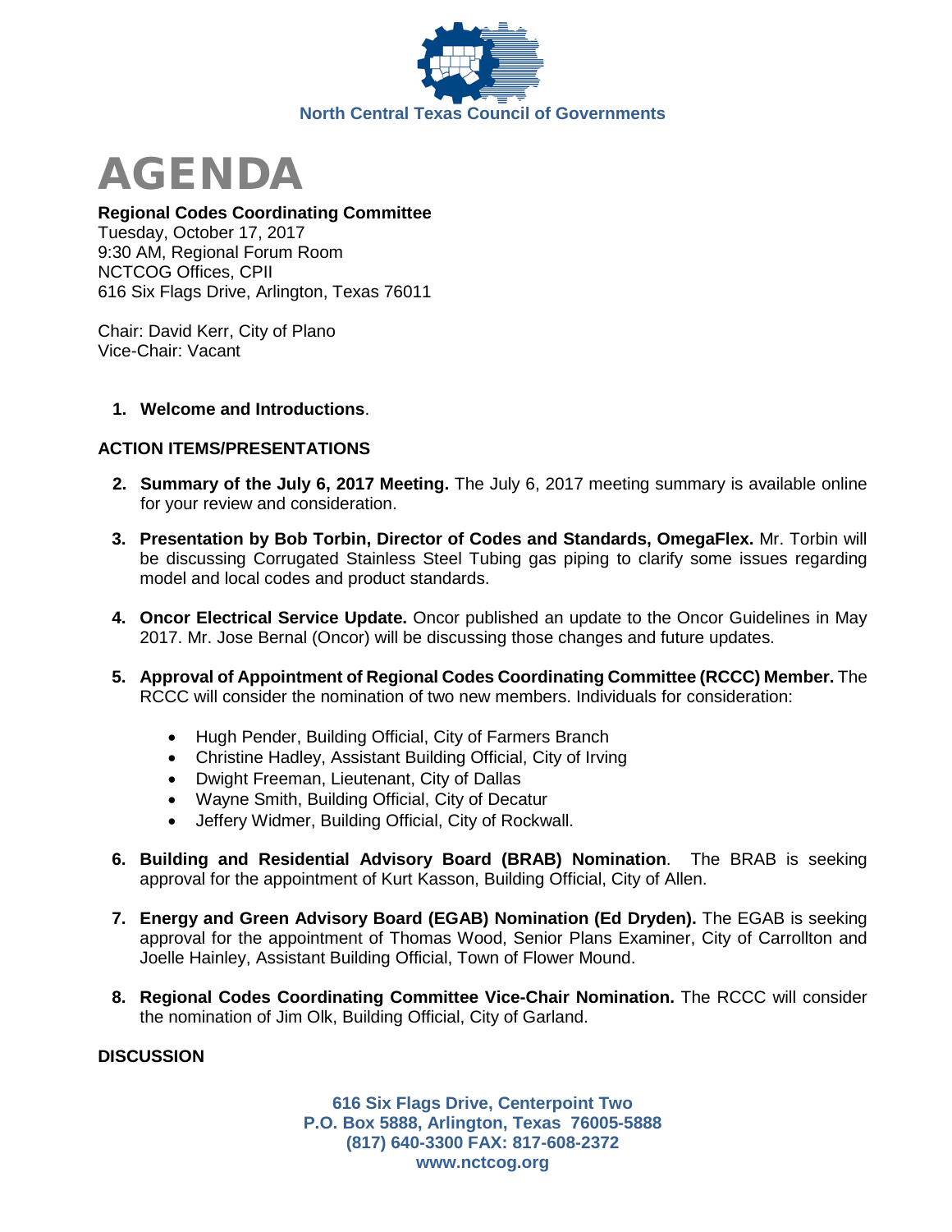North Central Texas Council of Governments

# AGENDA

**Regional Codes Coordinating Committee**
Tuesday, October 17, 2017
9:30 AM, Regional Forum Room
NCTCOG Offices, CPII
616 Six Flags Drive, Arlington, Texas 76011

Chair: David Kerr, City of Plano
Vice-Chair: Vacant

1. **Welcome and Introductions**.

## ACTION ITEMS/PRESENTATIONS

2. **Summary of the July 6, 2017 Meeting.** The July 6, 2017 meeting summary is available online for your review and consideration.

3. **Presentation by Bob Torbin, Director of Codes and Standards, OmegaFlex.** Mr. Torbin will be discussing Corrugated Stainless Steel Tubing gas piping to clarify some issues regarding model and local codes and product standards.

4. **Oncor Electrical Service Update.** Oncor published an update to the Oncor Guidelines in May 2017. Mr. Jose Bernal (Oncor) will be discussing those changes and future updates.

5. **Approval of Appointment of Regional Codes Coordinating Committee (RCCC) Member.** The RCCC will consider the nomination of two new members. Individuals for consideration:
   - Hugh Pender, Building Official, City of Farmers Branch
   - Christine Hadley, Assistant Building Official, City of Irving
   - Dwight Freeman, Lieutenant, City of Dallas
   - Wayne Smith, Building Official, City of Decatur
   - Jeffery Widmer, Building Official, City of Rockwall.

6. **Building and Residential Advisory Board (BRAB) Nomination**. The BRAB is seeking approval for the appointment of Kurt Kasson, Building Official, City of Allen.

7. **Energy and Green Advisory Board (EGAB) Nomination (Ed Dryden).** The EGAB is seeking approval for the appointment of Thomas Wood, Senior Plans Examiner, City of Carrollton and Joelle Hainley, Assistant Building Official, Town of Flower Mound.

8. **Regional Codes Coordinating Committee Vice-Chair Nomination.** The RCCC will consider the nomination of Jim Olk, Building Official, City of Garland.

## DISCUSSION

616 Six Flags Drive, Centerpoint Two
P.O. Box 5888, Arlington, Texas 76005-5888
(817) 640-3300 FAX: 817-608-2372
www.nctcog.org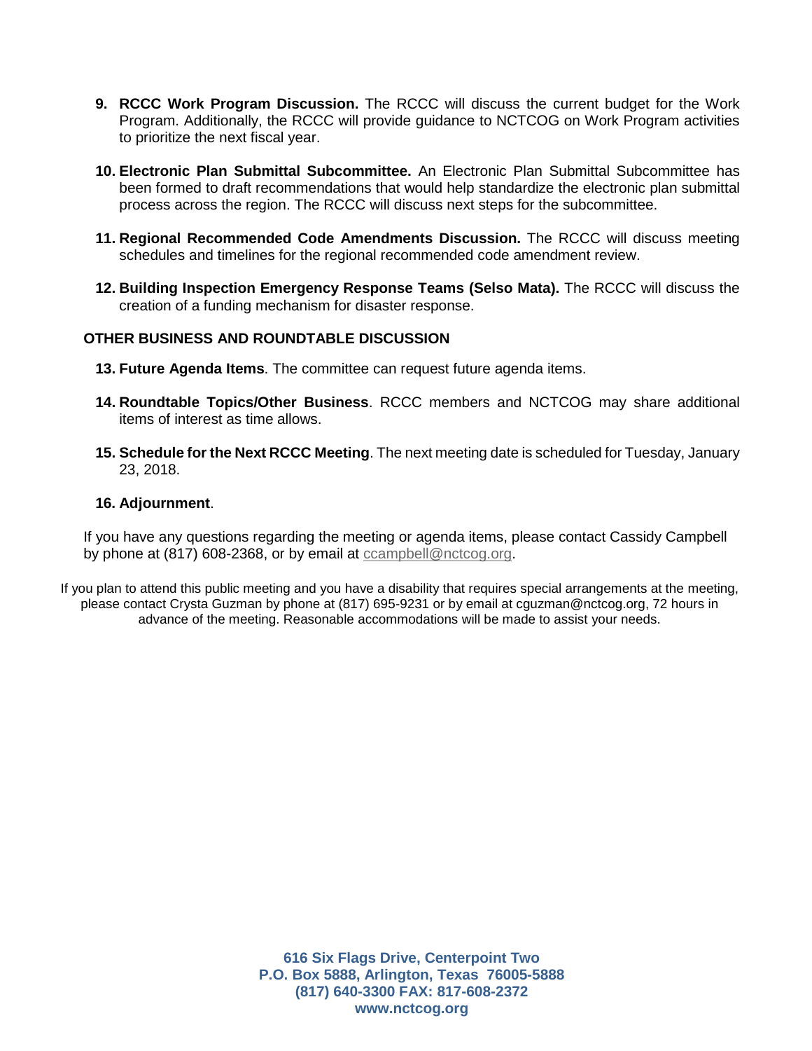9. **RCCC Work Program Discussion.** The RCCC will discuss the current budget for the Work Program. Additionally, the RCCC will provide guidance to NCTCOG on Work Program activities to prioritize the next fiscal year.

10. **Electronic Plan Submittal Subcommittee.** An Electronic Plan Submittal Subcommittee has been formed to draft recommendations that would help standardize the electronic plan submittal process across the region. The RCCC will discuss next steps for the subcommittee.

11. **Regional Recommended Code Amendments Discussion.** The RCCC will discuss meeting schedules and timelines for the regional recommended code amendment review.

12. **Building Inspection Emergency Response Teams (Selso Mata).** The RCCC will discuss the creation of a funding mechanism for disaster response.

**OTHER BUSINESS AND ROUNDTABLE DISCUSSION**

13. **Future Agenda Items**. The committee can request future agenda items.

14. **Roundtable Topics/Other Business**. RCCC members and NCTCOG may share additional items of interest as time allows.

15. **Schedule for the Next RCCC Meeting**. The next meeting date is scheduled for Tuesday, January 23, 2018.

16. **Adjournment**.

If you have any questions regarding the meeting or agenda items, please contact Cassidy Campbell by phone at (817) 608-2368, or by email at ccampbell@nctcog.org.

If you plan to attend this public meeting and you have a disability that requires special arrangements at the meeting, please contact Crysta Guzman by phone at (817) 695-9231 or by email at cguzman@nctcog.org, 72 hours in advance of the meeting. Reasonable accommodations will be made to assist your needs.

**616 Six Flags Drive, Centerpoint Two**
**P.O. Box 5888, Arlington, Texas 76005-5888**
**(817) 640-3300 FAX: 817-608-2372**
**www.nctcog.org**